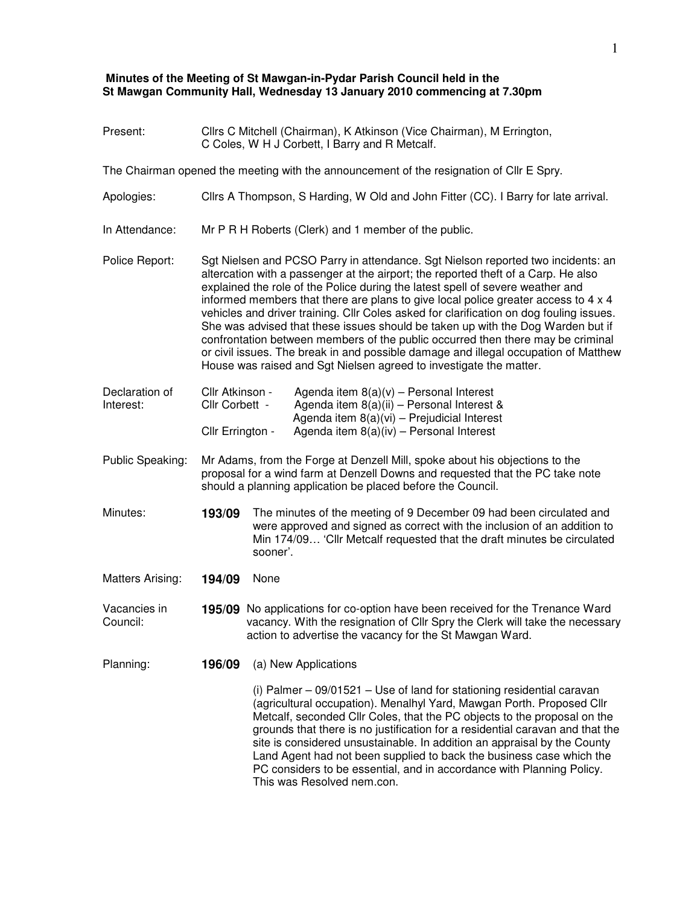**Minutes of the Meeting of St Mawgan-in-Pydar Parish Council held in the St Mawgan Community Hall, Wednesday 13 January 2010 commencing at 7.30pm**

**Present:** Cllrs C Mitchell (Chairman), K Atkinson (Vice Chairman), M Errington, C Coles, W H J Corbett, I Barry and R Metcalf.

The Chairman opened the meeting with the announcement of the resignation of Cllr E Spry.

**Apologies:** Cllrs A Thompson, S Harding, W Old and John Fitter (CC). I Barry for late arrival.

**In Attendance:** Mr P R H Roberts (Clerk) and 1 member of the public.

**Police Report:** Sgt Nielsen and PCSO Parry in attendance. Sgt Nielson reported two incidents: an altercation with a passenger at the airport; the reported theft of a Carp. He also explained the role of the Police during the latest spell of severe weather and informed members that there are plans to give local police greater access to 4 x 4 vehicles and driver training. Cllr Coles asked for clarification on dog fouling issues. She was advised that these issues should be taken up with the Dog Warden but if confrontation between members of the public occurred then there may be criminal or civil issues. The break in and possible damage and illegal occupation of Matthew House was raised and Sgt Nielsen agreed to investigate the matter.

**Declaration of Interest:**

- Cllr Atkinson - Agenda item 8(a)(v) – Personal Interest
- Cllr Corbett - Agenda item 8(a)(ii) – Personal Interest & Agenda item 8(a)(vi) – Prejudicial Interest
- Cllr Errington - Agenda item 8(a)(iv) – Personal Interest

**Public Speaking:** Mr Adams, from the Forge at Denzell Mill, spoke about his objections to the proposal for a wind farm at Denzell Downs and requested that the PC take note should a planning application be placed before the Council.

**Minutes:**

**193/09** The minutes of the meeting of 9 December 09 had been circulated and were approved and signed as correct with the inclusion of an addition to Min 174/09… 'Cllr Metcalf requested that the draft minutes be circulated sooner'.

**Matters Arising:**

**194/09** None

**Vacancies in Council:**

**195/09** No applications for co-option have been received for the Trenance Ward vacancy. With the resignation of Cllr Spry the Clerk will take the necessary action to advertise the vacancy for the St Mawgan Ward.

**Planning:**

**196/09** (a) New Applications

(i) Palmer – 09/01521 – Use of land for stationing residential caravan (agricultural occupation). Menalhyl Yard, Mawgan Porth. Proposed Cllr Metcalf, seconded Cllr Coles, that the PC objects to the proposal on the grounds that there is no justification for a residential caravan and that the site is considered unsustainable. In addition an appraisal by the County Land Agent had not been supplied to back the business case which the PC considers to be essential, and in accordance with Planning Policy. This was Resolved nem.con.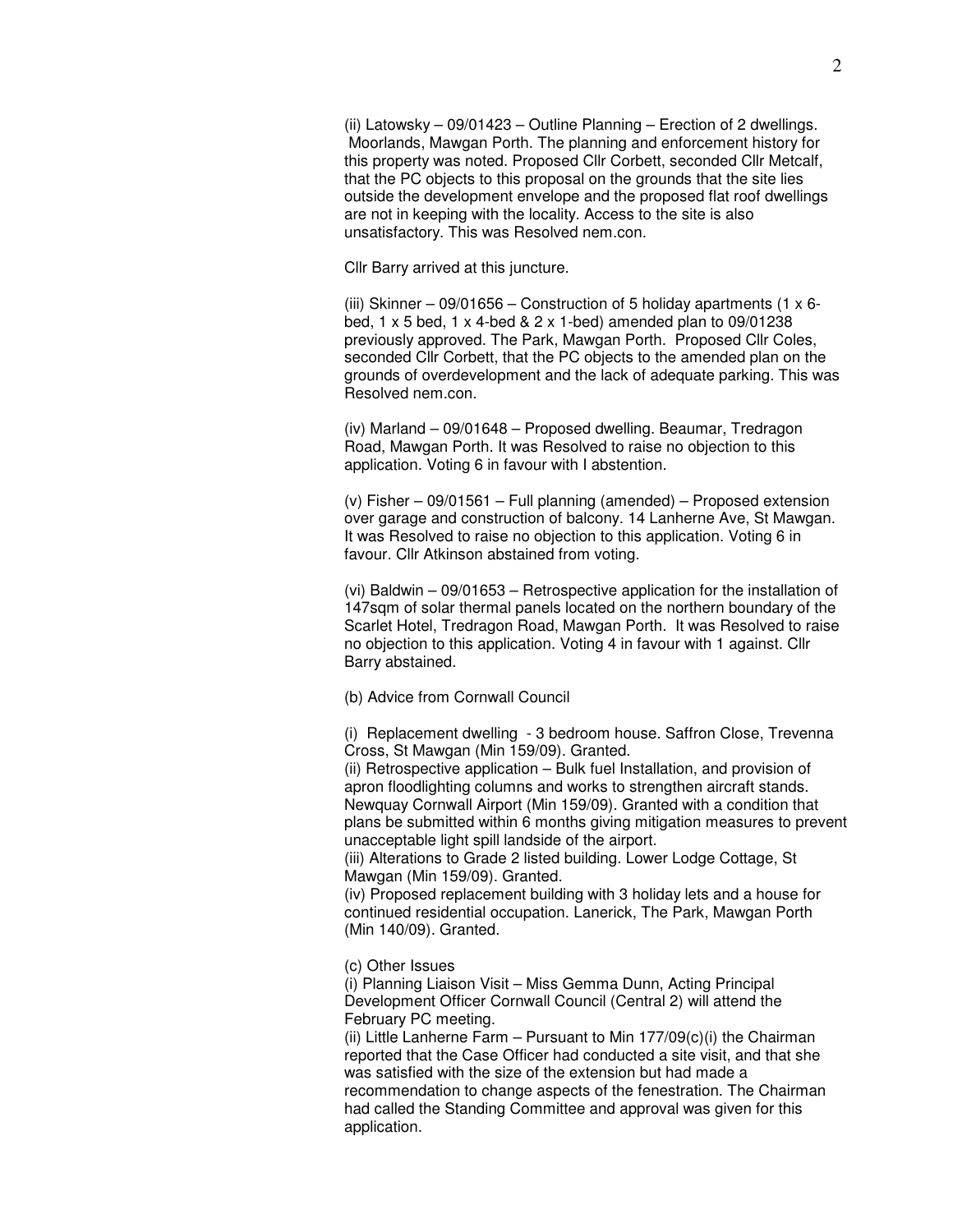(ii) Latowsky – 09/01423 – Outline Planning – Erection of 2 dwellings. Moorlands, Mawgan Porth. The planning and enforcement history for this property was noted. Proposed Cllr Corbett, seconded Cllr Metcalf, that the PC objects to this proposal on the grounds that the site lies outside the development envelope and the proposed flat roof dwellings are not in keeping with the locality. Access to the site is also unsatisfactory. This was Resolved nem.con.

Cllr Barry arrived at this juncture.

(iii) Skinner – 09/01656 – Construction of 5 holiday apartments (1 x 6-bed, 1 x 5 bed, 1 x 4-bed & 2 x 1-bed) amended plan to 09/01238 previously approved. The Park, Mawgan Porth. Proposed Cllr Coles, seconded Cllr Corbett, that the PC objects to the amended plan on the grounds of overdevelopment and the lack of adequate parking. This was Resolved nem.con.

(iv) Marland – 09/01648 – Proposed dwelling. Beaumar, Tredragon Road, Mawgan Porth. It was Resolved to raise no objection to this application. Voting 6 in favour with I abstention.

(v) Fisher – 09/01561 – Full planning (amended) – Proposed extension over garage and construction of balcony. 14 Lanherne Ave, St Mawgan. It was Resolved to raise no objection to this application. Voting 6 in favour. Cllr Atkinson abstained from voting.

(vi) Baldwin – 09/01653 – Retrospective application for the installation of 147sqm of solar thermal panels located on the northern boundary of the Scarlet Hotel, Tredragon Road, Mawgan Porth. It was Resolved to raise no objection to this application. Voting 4 in favour with 1 against. Cllr Barry abstained.

(b) Advice from Cornwall Council

(i) Replacement dwelling - 3 bedroom house. Saffron Close, Trevenna Cross, St Mawgan (Min 159/09). Granted.
(ii) Retrospective application – Bulk fuel Installation, and provision of apron floodlighting columns and works to strengthen aircraft stands. Newquay Cornwall Airport (Min 159/09). Granted with a condition that plans be submitted within 6 months giving mitigation measures to prevent unacceptable light spill landside of the airport.
(iii) Alterations to Grade 2 listed building. Lower Lodge Cottage, St Mawgan (Min 159/09). Granted.
(iv) Proposed replacement building with 3 holiday lets and a house for continued residential occupation. Lanerick, The Park, Mawgan Porth (Min 140/09). Granted.

(c) Other Issues
(i) Planning Liaison Visit – Miss Gemma Dunn, Acting Principal Development Officer Cornwall Council (Central 2) will attend the February PC meeting.
(ii) Little Lanherne Farm – Pursuant to Min 177/09(c)(i) the Chairman reported that the Case Officer had conducted a site visit, and that she was satisfied with the size of the extension but had made a recommendation to change aspects of the fenestration. The Chairman had called the Standing Committee and approval was given for this application.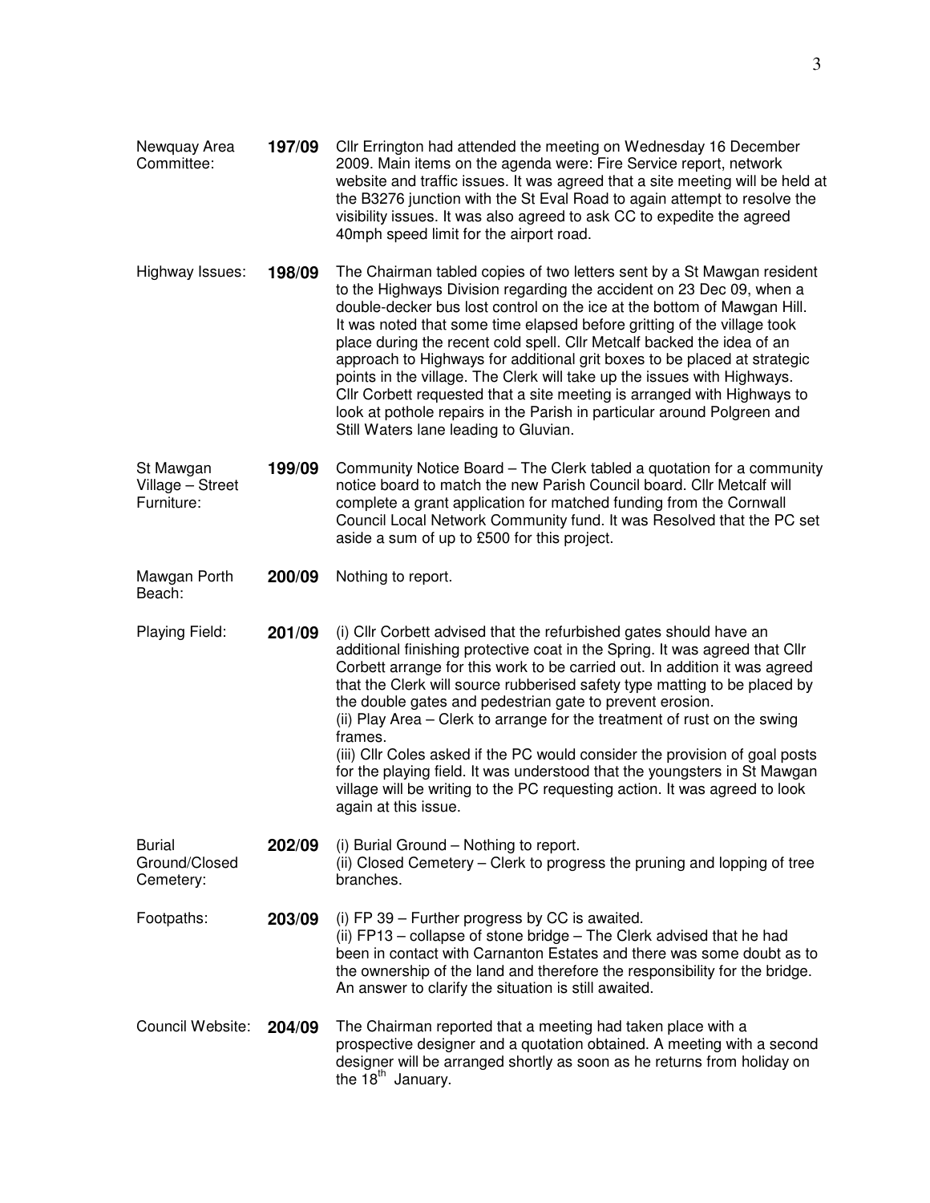| | | |
|---|---|---|
| Newquay Area Committee: | **197/09** | Cllr Errington had attended the meeting on Wednesday 16 December 2009. Main items on the agenda were: Fire Service report, network website and traffic issues. It was agreed that a site meeting will be held at the B3276 junction with the St Eval Road to again attempt to resolve the visibility issues. It was also agreed to ask CC to expedite the agreed 40mph speed limit for the airport road. |
| Highway Issues: | **198/09** | The Chairman tabled copies of two letters sent by a St Mawgan resident to the Highways Division regarding the accident on 23 Dec 09, when a double-decker bus lost control on the ice at the bottom of Mawgan Hill. It was noted that some time elapsed before gritting of the village took place during the recent cold spell. Cllr Metcalf backed the idea of an approach to Highways for additional grit boxes to be placed at strategic points in the village. The Clerk will take up the issues with Highways. Cllr Corbett requested that a site meeting is arranged with Highways to look at pothole repairs in the Parish in particular around Polgreen and Still Waters lane leading to Gluvian. |
| St Mawgan Village – Street Furniture: | **199/09** | Community Notice Board – The Clerk tabled a quotation for a community notice board to match the new Parish Council board. Cllr Metcalf will complete a grant application for matched funding from the Cornwall Council Local Network Community fund. It was Resolved that the PC set aside a sum of up to £500 for this project. |
| Mawgan Porth Beach: | **200/09** | Nothing to report. |
| Playing Field: | **201/09** | (i) Cllr Corbett advised that the refurbished gates should have an additional finishing protective coat in the Spring. It was agreed that Cllr Corbett arrange for this work to be carried out. In addition it was agreed that the Clerk will source rubberised safety type matting to be placed by the double gates and pedestrian gate to prevent erosion.<br>(ii) Play Area – Clerk to arrange for the treatment of rust on the swing frames.<br>(iii) Cllr Coles asked if the PC would consider the provision of goal posts for the playing field. It was understood that the youngsters in St Mawgan village will be writing to the PC requesting action. It was agreed to look again at this issue. |
| Burial Ground/Closed Cemetery: | **202/09** | (i) Burial Ground – Nothing to report.<br>(ii) Closed Cemetery – Clerk to progress the pruning and lopping of tree branches. |
| Footpaths: | **203/09** | (i) FP 39 – Further progress by CC is awaited.<br>(ii) FP13 – collapse of stone bridge – The Clerk advised that he had been in contact with Carnanton Estates and there was some doubt as to the ownership of the land and therefore the responsibility for the bridge. An answer to clarify the situation is still awaited. |
| Council Website: | **204/09** | The Chairman reported that a meeting had taken place with a prospective designer and a quotation obtained. A meeting with a second designer will be arranged shortly as soon as he returns from holiday on the 18th January. |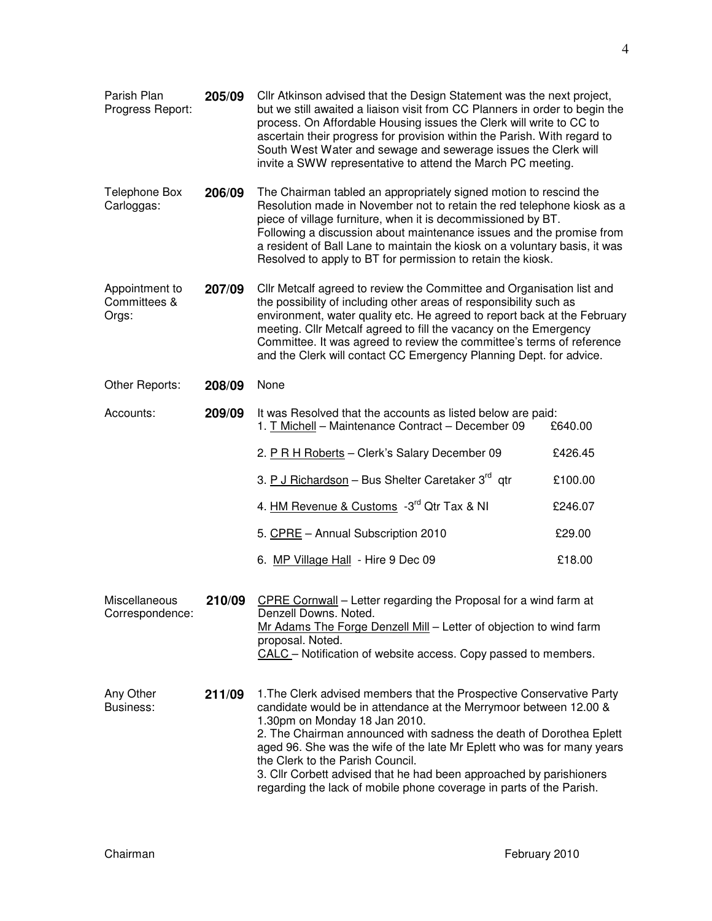**Parish Plan Progress Report:** **205/09** Cllr Atkinson advised that the Design Statement was the next project, but we still awaited a liaison visit from CC Planners in order to begin the process. On Affordable Housing issues the Clerk will write to CC to ascertain their progress for provision within the Parish. With regard to South West Water and sewage and sewerage issues the Clerk will invite a SWW representative to attend the March PC meeting.

**Telephone Box Carloggas:** **206/09** The Chairman tabled an appropriately signed motion to rescind the Resolution made in November not to retain the red telephone kiosk as a piece of village furniture, when it is decommissioned by BT. Following a discussion about maintenance issues and the promise from a resident of Ball Lane to maintain the kiosk on a voluntary basis, it was Resolved to apply to BT for permission to retain the kiosk.

**Appointment to Committees & Orgs:** **207/09** Cllr Metcalf agreed to review the Committee and Organisation list and the possibility of including other areas of responsibility such as environment, water quality etc. He agreed to report back at the February meeting. Cllr Metcalf agreed to fill the vacancy on the Emergency Committee. It was agreed to review the committee's terms of reference and the Clerk will contact CC Emergency Planning Dept. for advice.

**Other Reports:** **208/09** None

**Accounts:** **209/09** It was Resolved that the accounts as listed below are paid:

| | |
|---|---|
| 1. T Michell – Maintenance Contract – December 09 | £640.00 |
| 2. P R H Roberts – Clerk's Salary December 09 | £426.45 |
| 3. P J Richardson – Bus Shelter Caretaker 3rd qtr | £100.00 |
| 4. HM Revenue & Customs -3rd Qtr Tax & NI | £246.07 |
| 5. CPRE – Annual Subscription 2010 | £29.00 |
| 6. MP Village Hall - Hire 9 Dec 09 | £18.00 |

**Miscellaneous Correspondence:** **210/09** CPRE Cornwall – Letter regarding the Proposal for a wind farm at Denzell Downs. Noted.
Mr Adams The Forge Denzell Mill – Letter of objection to wind farm proposal. Noted.
CALC – Notification of website access. Copy passed to members.

**Any Other Business:** **211/09**
1. The Clerk advised members that the Prospective Conservative Party candidate would be in attendance at the Merrymoor between 12.00 & 1.30pm on Monday 18 Jan 2010.
2. The Chairman announced with sadness the death of Dorothea Eplett aged 96. She was the wife of the late Mr Eplett who was for many years the Clerk to the Parish Council.
3. Cllr Corbett advised that he had been approached by parishioners regarding the lack of mobile phone coverage in parts of the Parish.

Chairman February 2010